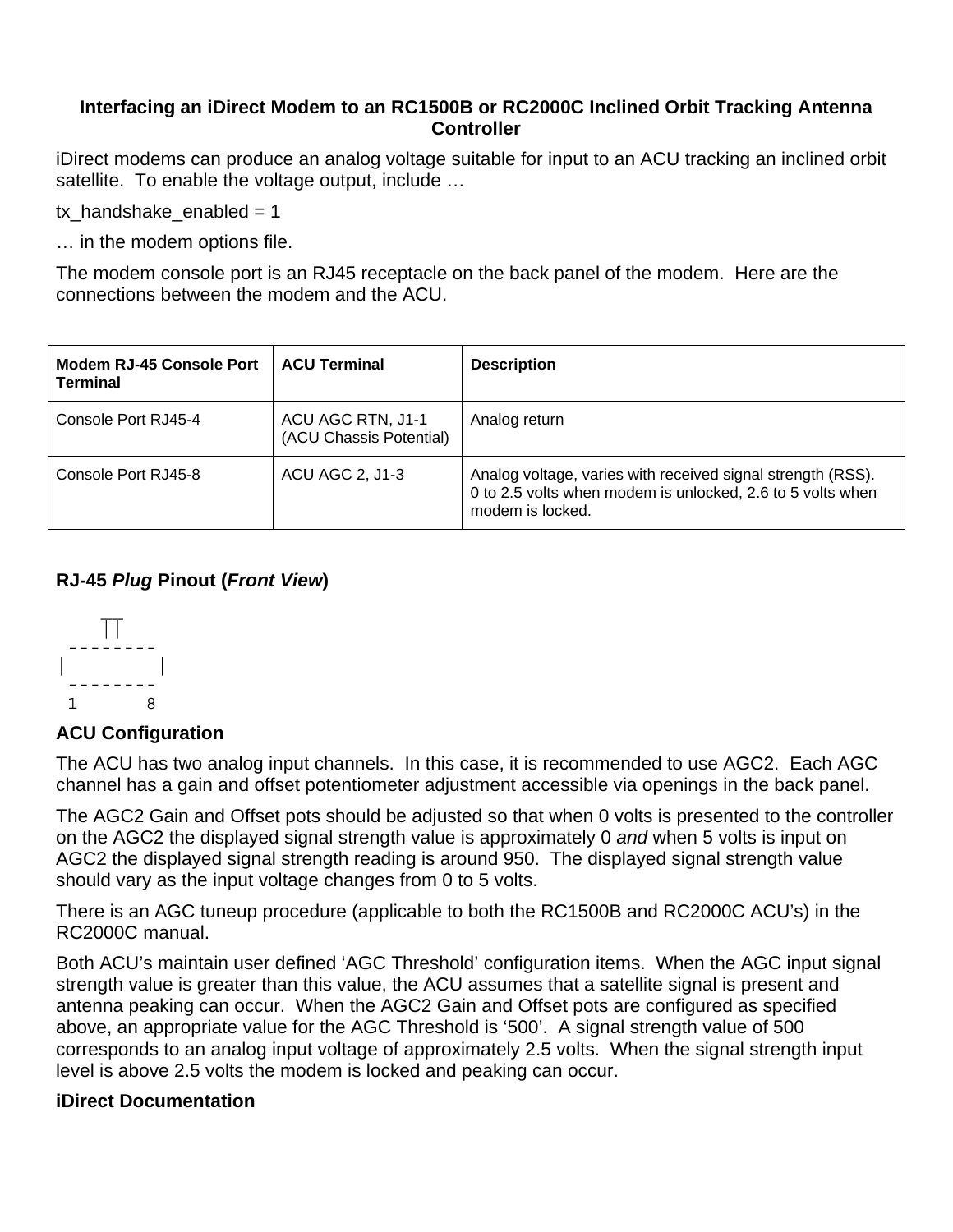# Interfacing an iDirect Modem to an RC1500B or RC2000C Inclined Orbit Tracking Antenna Controller

iDirect modems can produce an analog voltage suitable for input to an ACU tracking an inclined orbit satellite. To enable the voltage output, include …

tx_handshake_enabled = 1

… in the modem options file.

The modem console port is an RJ45 receptacle on the back panel of the modem. Here are the connections between the modem and the ACU.

| Modem RJ-45 Console Port Terminal | ACU Terminal | Description |
|---|---|---|
| Console Port RJ45-4 | ACU AGC RTN, J1-1 (ACU Chassis Potential) | Analog return |
| Console Port RJ45-8 | ACU AGC 2, J1-3 | Analog voltage, varies with received signal strength (RSS). 0 to 2.5 volts when modem is unlocked, 2.6 to 5 volts when modem is locked. |

## RJ-45 *Plug* Pinout (*Front View*)

```
     ┬┬
  --------
 |        |
  --------
  1      8
```

## ACU Configuration

The ACU has two analog input channels. In this case, it is recommended to use AGC2. Each AGC channel has a gain and offset potentiometer adjustment accessible via openings in the back panel.

The AGC2 Gain and Offset pots should be adjusted so that when 0 volts is presented to the controller on the AGC2 the displayed signal strength value is approximately 0 *and* when 5 volts is input on AGC2 the displayed signal strength reading is around 950. The displayed signal strength value should vary as the input voltage changes from 0 to 5 volts.

There is an AGC tuneup procedure (applicable to both the RC1500B and RC2000C ACU's) in the RC2000C manual.

Both ACU's maintain user defined 'AGC Threshold' configuration items. When the AGC input signal strength value is greater than this value, the ACU assumes that a satellite signal is present and antenna peaking can occur. When the AGC2 Gain and Offset pots are configured as specified above, an appropriate value for the AGC Threshold is '500'. A signal strength value of 500 corresponds to an analog input voltage of approximately 2.5 volts. When the signal strength input level is above 2.5 volts the modem is locked and peaking can occur.

## iDirect Documentation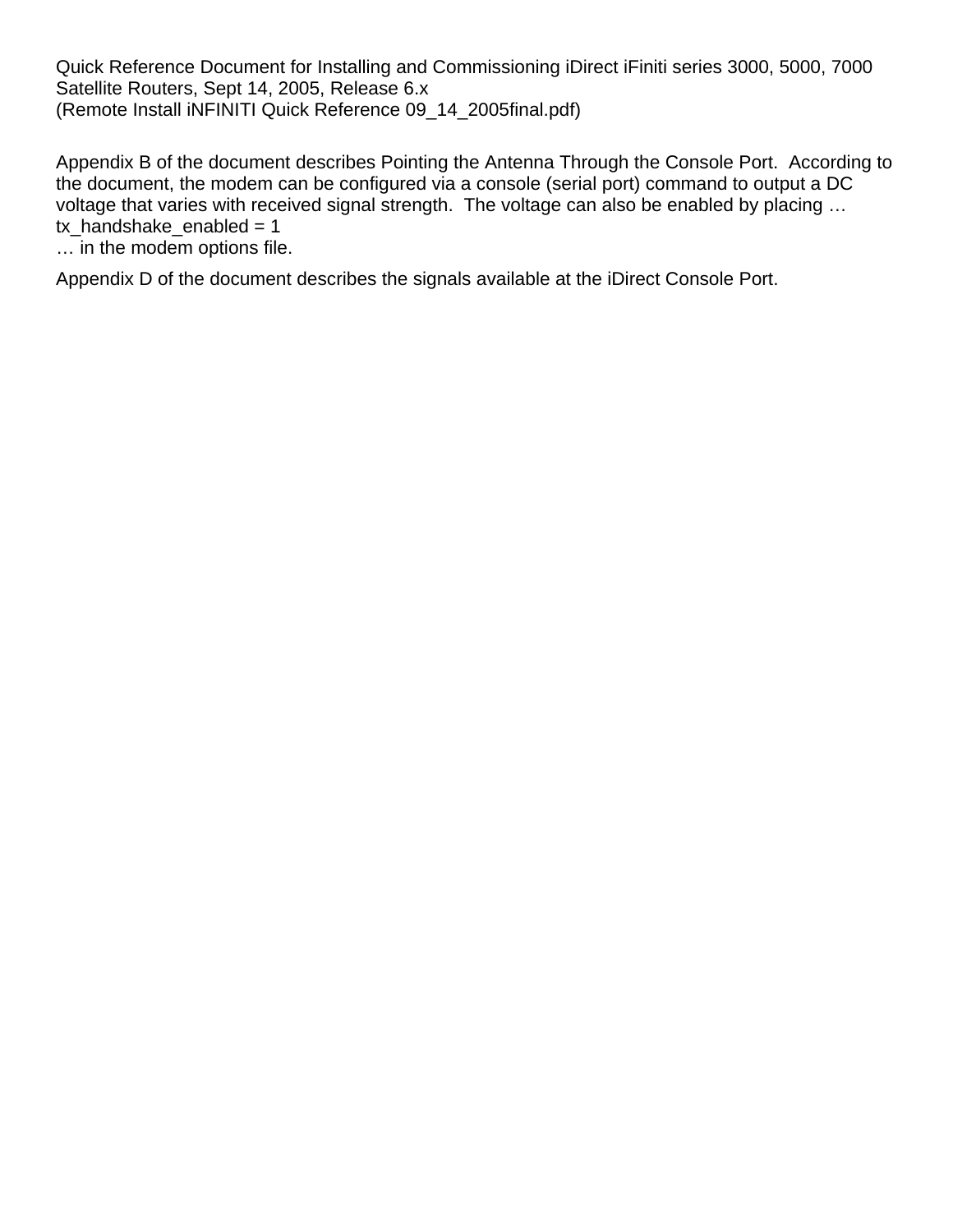Quick Reference Document for Installing and Commissioning iDirect iFiniti series 3000, 5000, 7000 Satellite Routers, Sept 14, 2005, Release 6.x
(Remote Install iNFINITI Quick Reference 09_14_2005final.pdf)

Appendix B of the document describes Pointing the Antenna Through the Console Port. According to the document, the modem can be configured via a console (serial port) command to output a DC voltage that varies with received signal strength. The voltage can also be enabled by placing …
tx_handshake_enabled = 1
… in the modem options file.

Appendix D of the document describes the signals available at the iDirect Console Port.